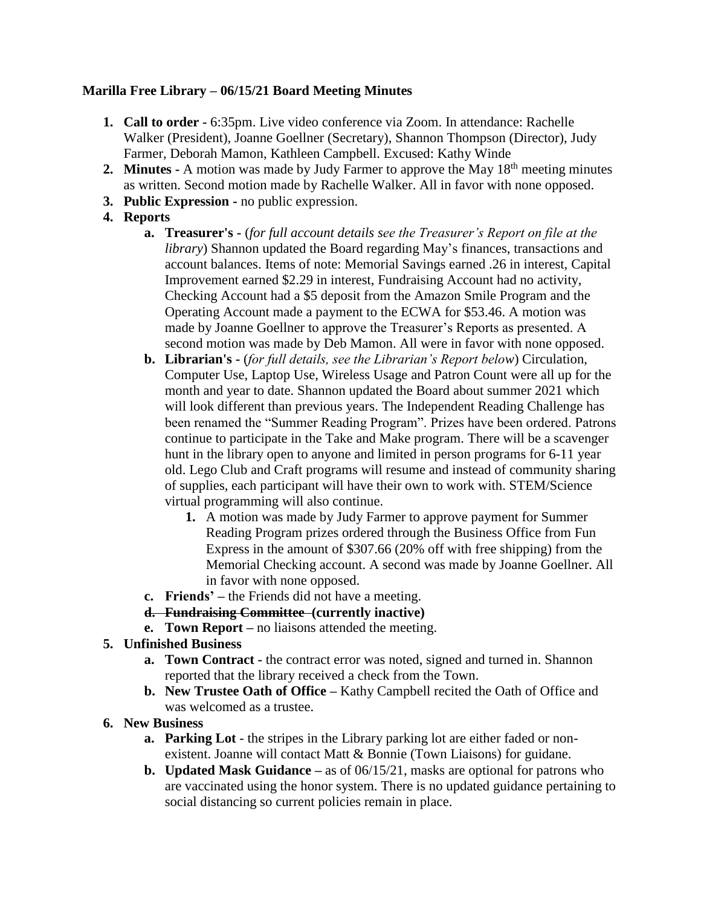**Marilla Free Library – 06/15/21 Board Meeting Minutes**

1. **Call to order -** 6:35pm. Live video conference via Zoom. In attendance: Rachelle Walker (President), Joanne Goellner (Secretary), Shannon Thompson (Director), Judy Farmer, Deborah Mamon, Kathleen Campbell. Excused: Kathy Winde
2. **Minutes -** A motion was made by Judy Farmer to approve the May 18th meeting minutes as written. Second motion made by Rachelle Walker. All in favor with none opposed.
3. **Public Expression -** no public expression.
4. **Reports**
    a. **Treasurer's -** (*for full account details see the Treasurer's Report on file at the library*) Shannon updated the Board regarding May's finances, transactions and account balances. Items of note: Memorial Savings earned .26 in interest, Capital Improvement earned $2.29 in interest, Fundraising Account had no activity, Checking Account had a $5 deposit from the Amazon Smile Program and the Operating Account made a payment to the ECWA for $53.46. A motion was made by Joanne Goellner to approve the Treasurer's Reports as presented. A second motion was made by Deb Mamon. All were in favor with none opposed.

    b. **Librarian's -** (*for full details, see the Librarian's Report below*) Circulation, Computer Use, Laptop Use, Wireless Usage and Patron Count were all up for the month and year to date. Shannon updated the Board about summer 2021 which will look different than previous years. The Independent Reading Challenge has been renamed the "Summer Reading Program". Prizes have been ordered. Patrons continue to participate in the Take and Make program. There will be a scavenger hunt in the library open to anyone and limited in person programs for 6-11 year old. Lego Club and Craft programs will resume and instead of community sharing of supplies, each participant will have their own to work with. STEM/Science virtual programming will also continue.

        1. A motion was made by Judy Farmer to approve payment for Summer Reading Program prizes ordered through the Business Office from Fun Express in the amount of $307.66 (20% off with free shipping) from the Memorial Checking account. A second was made by Joanne Goellner. All in favor with none opposed.

    c. **Friends' –** the Friends did not have a meeting.

    d. ~~**Fundraising Committee**~~ **(currently inactive)**

    e. **Town Report –** no liaisons attended the meeting.
5. **Unfinished Business**
    a. **Town Contract -** the contract error was noted, signed and turned in. Shannon reported that the library received a check from the Town.

    b. **New Trustee Oath of Office –** Kathy Campbell recited the Oath of Office and was welcomed as a trustee.
6. **New Business**
    a. **Parking Lot** - the stripes in the Library parking lot are either faded or non-existent. Joanne will contact Matt & Bonnie (Town Liaisons) for guidane.

    b. **Updated Mask Guidance –** as of 06/15/21, masks are optional for patrons who are vaccinated using the honor system. There is no updated guidance pertaining to social distancing so current policies remain in place.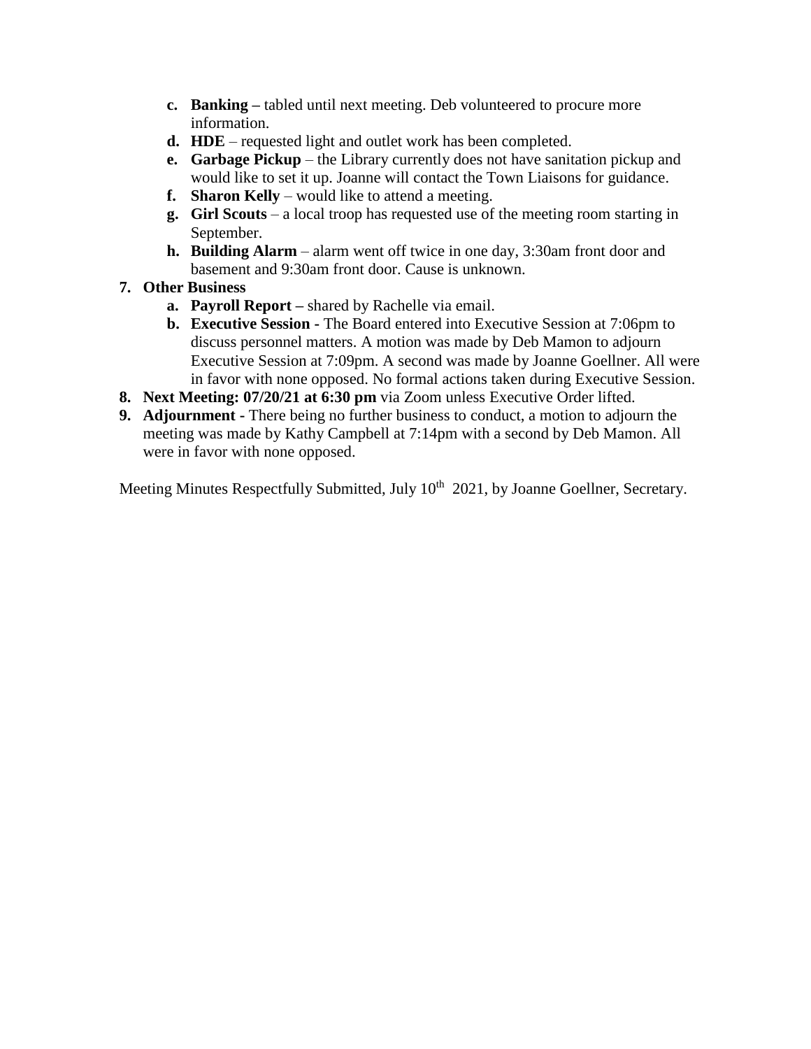c. **Banking –** tabled until next meeting. Deb volunteered to procure more information.
   d. **HDE** – requested light and outlet work has been completed.
   e. **Garbage Pickup** – the Library currently does not have sanitation pickup and would like to set it up. Joanne will contact the Town Liaisons for guidance.
   f. **Sharon Kelly** – would like to attend a meeting.
   g. **Girl Scouts** – a local troop has requested use of the meeting room starting in September.
   h. **Building Alarm** – alarm went off twice in one day, 3:30am front door and basement and 9:30am front door. Cause is unknown.

7. **Other Business**
   a. **Payroll Report –** shared by Rachelle via email.
   b. **Executive Session -** The Board entered into Executive Session at 7:06pm to discuss personnel matters. A motion was made by Deb Mamon to adjourn Executive Session at 7:09pm. A second was made by Joanne Goellner. All were in favor with none opposed. No formal actions taken during Executive Session.
8. **Next Meeting: 07/20/21 at 6:30 pm** via Zoom unless Executive Order lifted.
9. **Adjournment -** There being no further business to conduct, a motion to adjourn the meeting was made by Kathy Campbell at 7:14pm with a second by Deb Mamon. All were in favor with none opposed.

Meeting Minutes Respectfully Submitted, July 10th 2021, by Joanne Goellner, Secretary.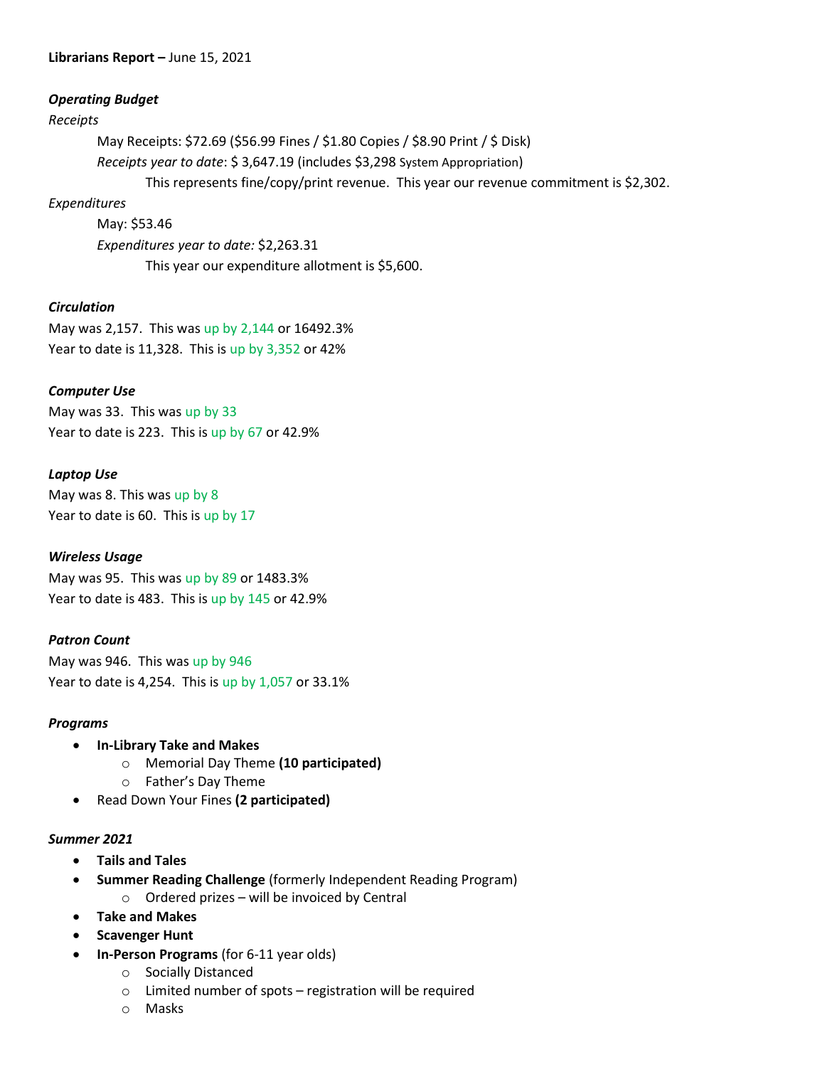**Librarians Report –** June 15, 2021

***Operating Budget***

*Receipts*

May Receipts: $72.69 ($56.99 Fines / $1.80 Copies / $8.90 Print / $ Disk)

*Receipts year to date*: $ 3,647.19 (includes $3,298 System Appropriation)

This represents fine/copy/print revenue. This year our revenue commitment is $2,302.

*Expenditures*

May: $53.46

*Expenditures year to date:* $2,263.31

This year our expenditure allotment is $5,600.

***Circulation***

May was 2,157. This was up by 2,144 or 16492.3%

Year to date is 11,328. This is up by 3,352 or 42%

***Computer Use***

May was 33. This was up by 33

Year to date is 223. This is up by 67 or 42.9%

***Laptop Use***

May was 8. This was up by 8

Year to date is 60. This is up by 17

***Wireless Usage***

May was 95. This was up by 89 or 1483.3%

Year to date is 483. This is up by 145 or 42.9%

***Patron Count***

May was 946. This was up by 946

Year to date is 4,254. This is up by 1,057 or 33.1%

***Programs***

- **In-Library Take and Makes**
  - Memorial Day Theme **(10 participated)**
  - Father's Day Theme
- Read Down Your Fines **(2 participated)**

***Summer 2021***

- **Tails and Tales**
- **Summer Reading Challenge** (formerly Independent Reading Program)
  - Ordered prizes – will be invoiced by Central
- **Take and Makes**
- **Scavenger Hunt**
- **In-Person Programs** (for 6-11 year olds)
  - Socially Distanced
  - Limited number of spots – registration will be required
  - Masks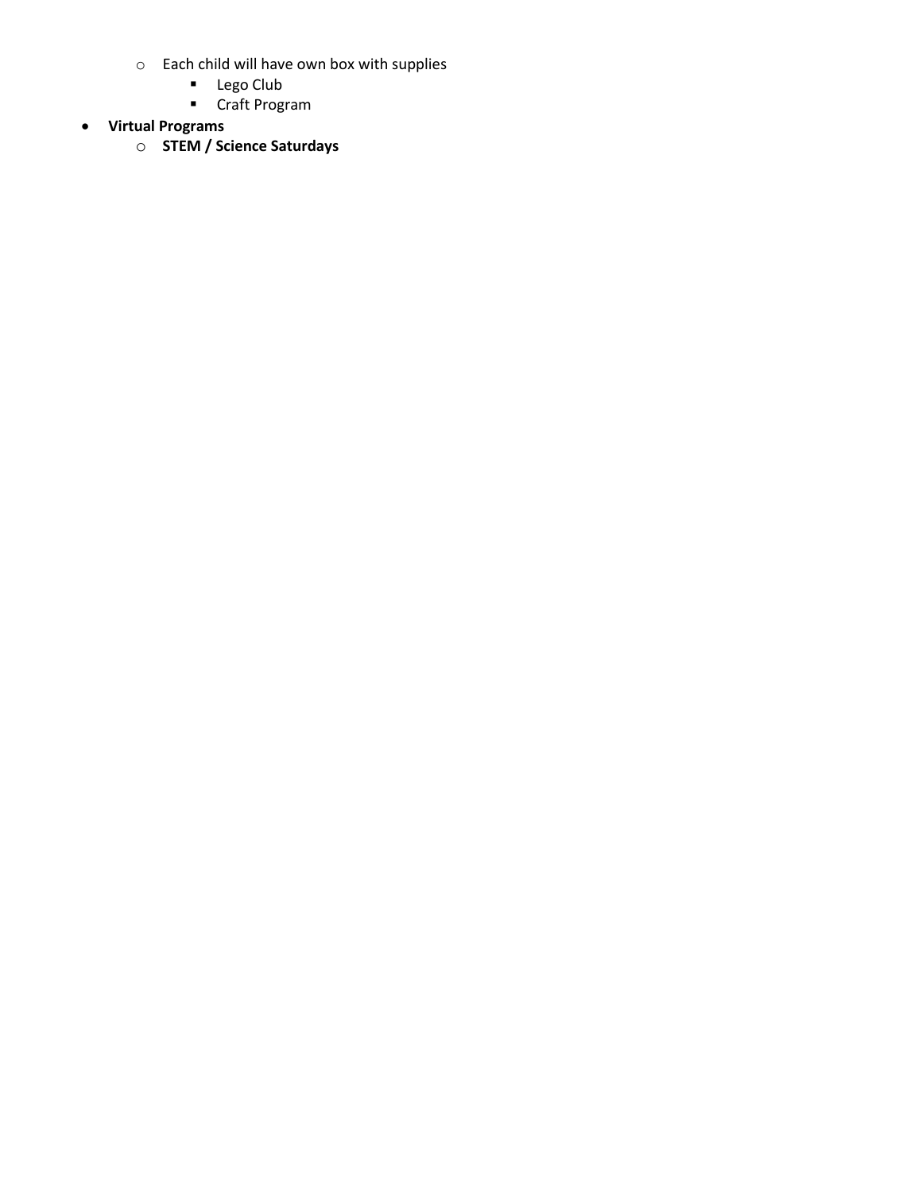- Each child will have own box with supplies
    - Lego Club
    - Craft Program
- **Virtual Programs**
  - **STEM / Science Saturdays**